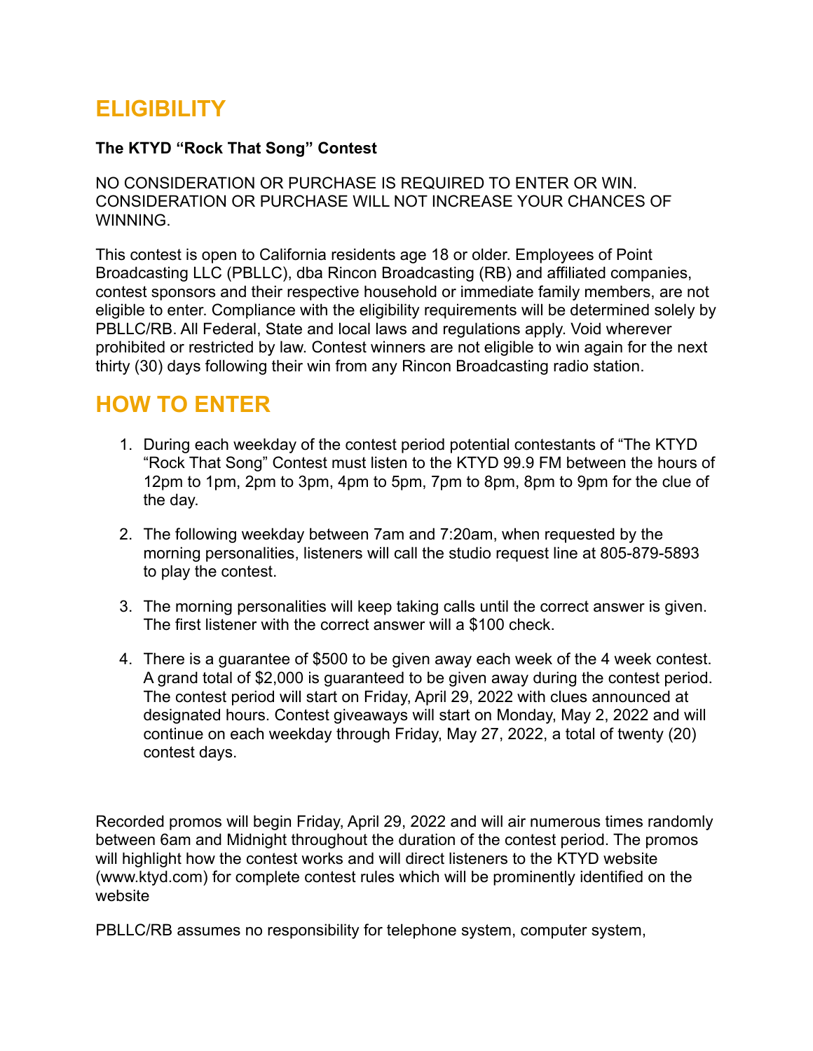# ELIGIBILITY

**The KTYD "Rock That Song" Contest**

NO CONSIDERATION OR PURCHASE IS REQUIRED TO ENTER OR WIN. CONSIDERATION OR PURCHASE WILL NOT INCREASE YOUR CHANCES OF WINNING.

This contest is open to California residents age 18 or older. Employees of Point Broadcasting LLC (PBLLC), dba Rincon Broadcasting (RB) and affiliated companies, contest sponsors and their respective household or immediate family members, are not eligible to enter. Compliance with the eligibility requirements will be determined solely by PBLLC/RB. All Federal, State and local laws and regulations apply. Void wherever prohibited or restricted by law. Contest winners are not eligible to win again for the next thirty (30) days following their win from any Rincon Broadcasting radio station.

# HOW TO ENTER

1. During each weekday of the contest period potential contestants of "The KTYD "Rock That Song" Contest must listen to the KTYD 99.9 FM between the hours of 12pm to 1pm, 2pm to 3pm, 4pm to 5pm, 7pm to 8pm, 8pm to 9pm for the clue of the day.

2. The following weekday between 7am and 7:20am, when requested by the morning personalities, listeners will call the studio request line at 805-879-5893 to play the contest.

3. The morning personalities will keep taking calls until the correct answer is given. The first listener with the correct answer will a $100 check.

4. There is a guarantee of $500 to be given away each week of the 4 week contest. A grand total of $2,000 is guaranteed to be given away during the contest period. The contest period will start on Friday, April 29, 2022 with clues announced at designated hours. Contest giveaways will start on Monday, May 2, 2022 and will continue on each weekday through Friday, May 27, 2022, a total of twenty (20) contest days.

Recorded promos will begin Friday, April 29, 2022 and will air numerous times randomly between 6am and Midnight throughout the duration of the contest period. The promos will highlight how the contest works and will direct listeners to the KTYD website (www.ktyd.com) for complete contest rules which will be prominently identified on the website

PBLLC/RB assumes no responsibility for telephone system, computer system,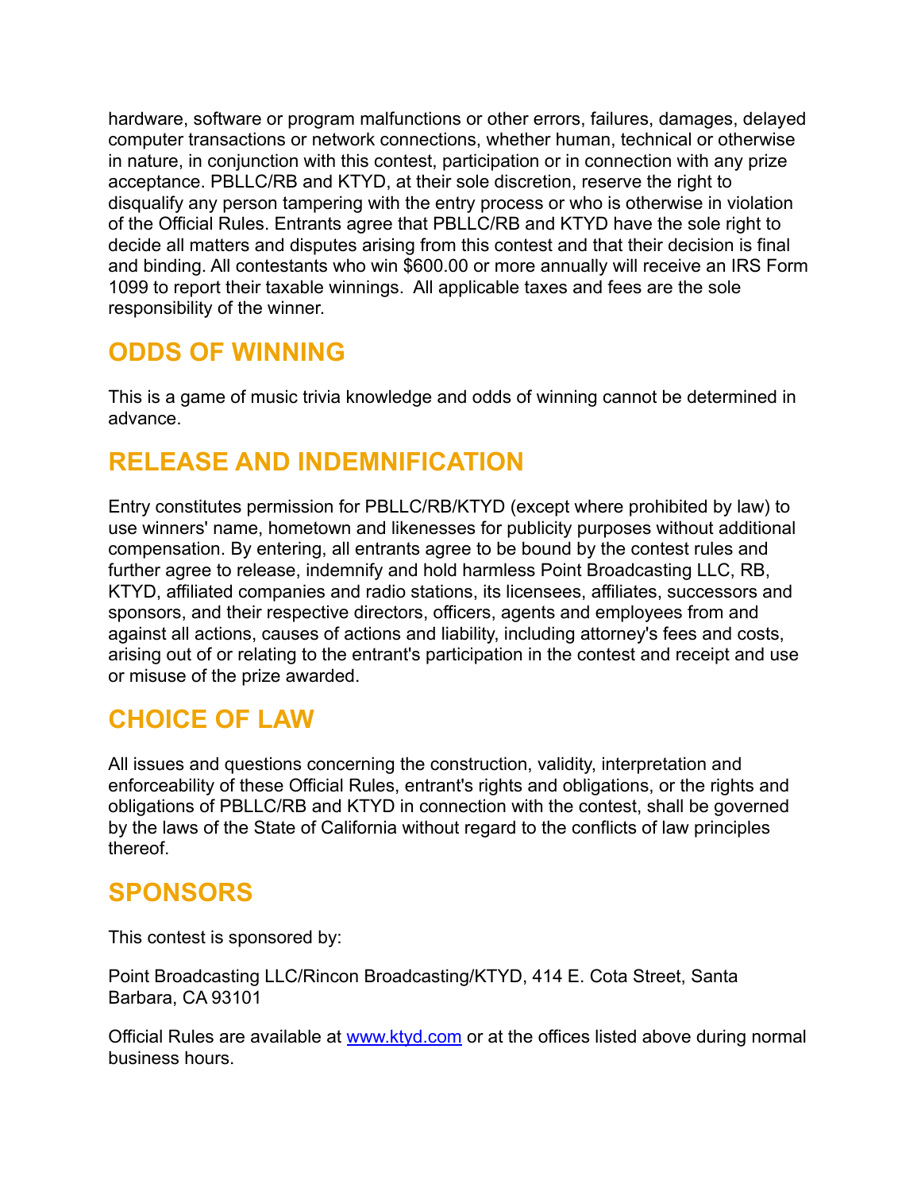hardware, software or program malfunctions or other errors, failures, damages, delayed computer transactions or network connections, whether human, technical or otherwise in nature, in conjunction with this contest, participation or in connection with any prize acceptance. PBLLC/RB and KTYD, at their sole discretion, reserve the right to disqualify any person tampering with the entry process or who is otherwise in violation of the Official Rules. Entrants agree that PBLLC/RB and KTYD have the sole right to decide all matters and disputes arising from this contest and that their decision is final and binding. All contestants who win $600.00 or more annually will receive an IRS Form 1099 to report their taxable winnings. All applicable taxes and fees are the sole responsibility of the winner.

## ODDS OF WINNING

This is a game of music trivia knowledge and odds of winning cannot be determined in advance.

## RELEASE AND INDEMNIFICATION

Entry constitutes permission for PBLLC/RB/KTYD (except where prohibited by law) to use winners' name, hometown and likenesses for publicity purposes without additional compensation. By entering, all entrants agree to be bound by the contest rules and further agree to release, indemnify and hold harmless Point Broadcasting LLC, RB, KTYD, affiliated companies and radio stations, its licensees, affiliates, successors and sponsors, and their respective directors, officers, agents and employees from and against all actions, causes of actions and liability, including attorney's fees and costs, arising out of or relating to the entrant's participation in the contest and receipt and use or misuse of the prize awarded.

## CHOICE OF LAW

All issues and questions concerning the construction, validity, interpretation and enforceability of these Official Rules, entrant's rights and obligations, or the rights and obligations of PBLLC/RB and KTYD in connection with the contest, shall be governed by the laws of the State of California without regard to the conflicts of law principles thereof.

## SPONSORS

This contest is sponsored by:

Point Broadcasting LLC/Rincon Broadcasting/KTYD, 414 E. Cota Street, Santa Barbara, CA 93101

Official Rules are available at [www.ktyd.com](http://www.ktyd.com) or at the offices listed above during normal business hours.